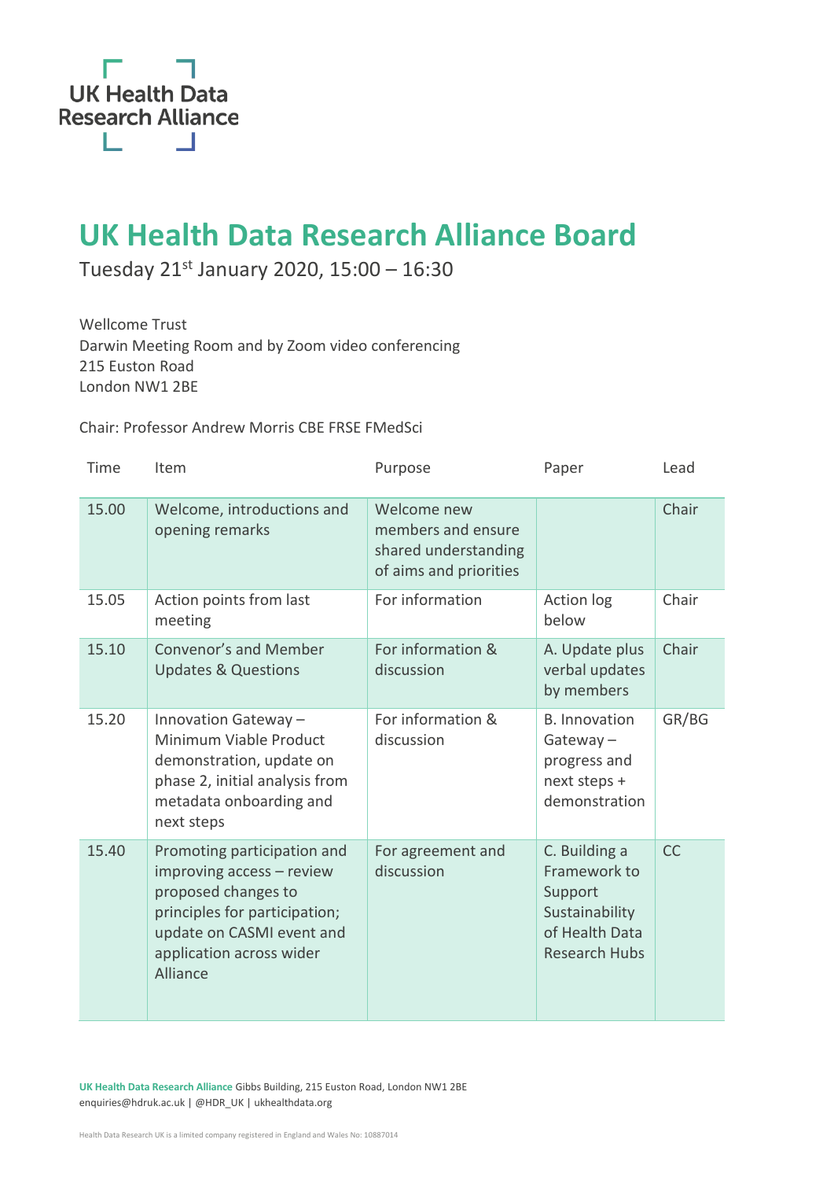UK Health Data Research Alliance

# UK Health Data Research Alliance Board

Tuesday 21st January 2020, 15:00 – 16:30

Wellcome Trust
Darwin Meeting Room and by Zoom video conferencing
215 Euston Road
London NW1 2BE

Chair: Professor Andrew Morris CBE FRSE FMedSci

| Time | Item | Purpose | Paper | Lead |
|---|---|---|---|---|
| 15.00 | Welcome, introductions and opening remarks | Welcome new members and ensure shared understanding of aims and priorities | | Chair |
| 15.05 | Action points from last meeting | For information | Action log below | Chair |
| 15.10 | Convenor's and Member Updates & Questions | For information & discussion | A. Update plus verbal updates by members | Chair |
| 15.20 | Innovation Gateway – Minimum Viable Product demonstration, update on phase 2, initial analysis from metadata onboarding and next steps | For information & discussion | B. Innovation Gateway – progress and next steps + demonstration | GR/BG |
| 15.40 | Promoting participation and improving access – review proposed changes to principles for participation; update on CASMI event and application across wider Alliance | For agreement and discussion | C. Building a Framework to Support Sustainability of Health Data Research Hubs | CC |

**UK Health Data Research Alliance** Gibbs Building, 215 Euston Road, London NW1 2BE
enquiries@hdruk.ac.uk | @HDR_UK | ukhealthdata.org

Health Data Research UK is a limited company registered in England and Wales No: 10887014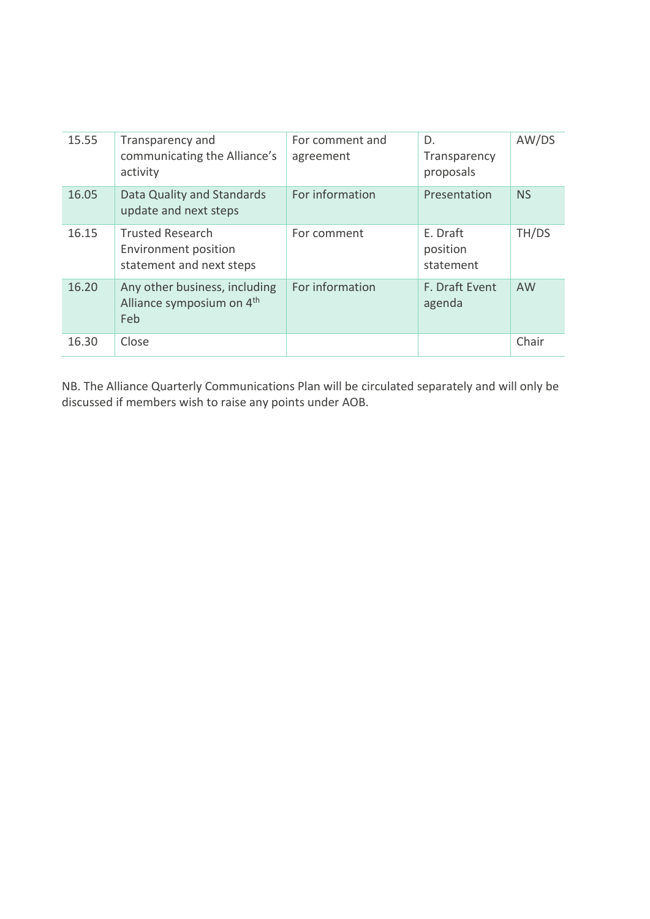| 15.55 | Transparency and communicating the Alliance's activity | For comment and agreement | D. Transparency proposals | AW/DS |
|---|---|---|---|---|
| 16.05 | Data Quality and Standards update and next steps | For information | Presentation | NS |
| 16.15 | Trusted Research Environment position statement and next steps | For comment | E. Draft position statement | TH/DS |
| 16.20 | Any other business, including Alliance symposium on 4th Feb | For information | F. Draft Event agenda | AW |
| 16.30 | Close | | | Chair |

NB. The Alliance Quarterly Communications Plan will be circulated separately and will only be discussed if members wish to raise any points under AOB.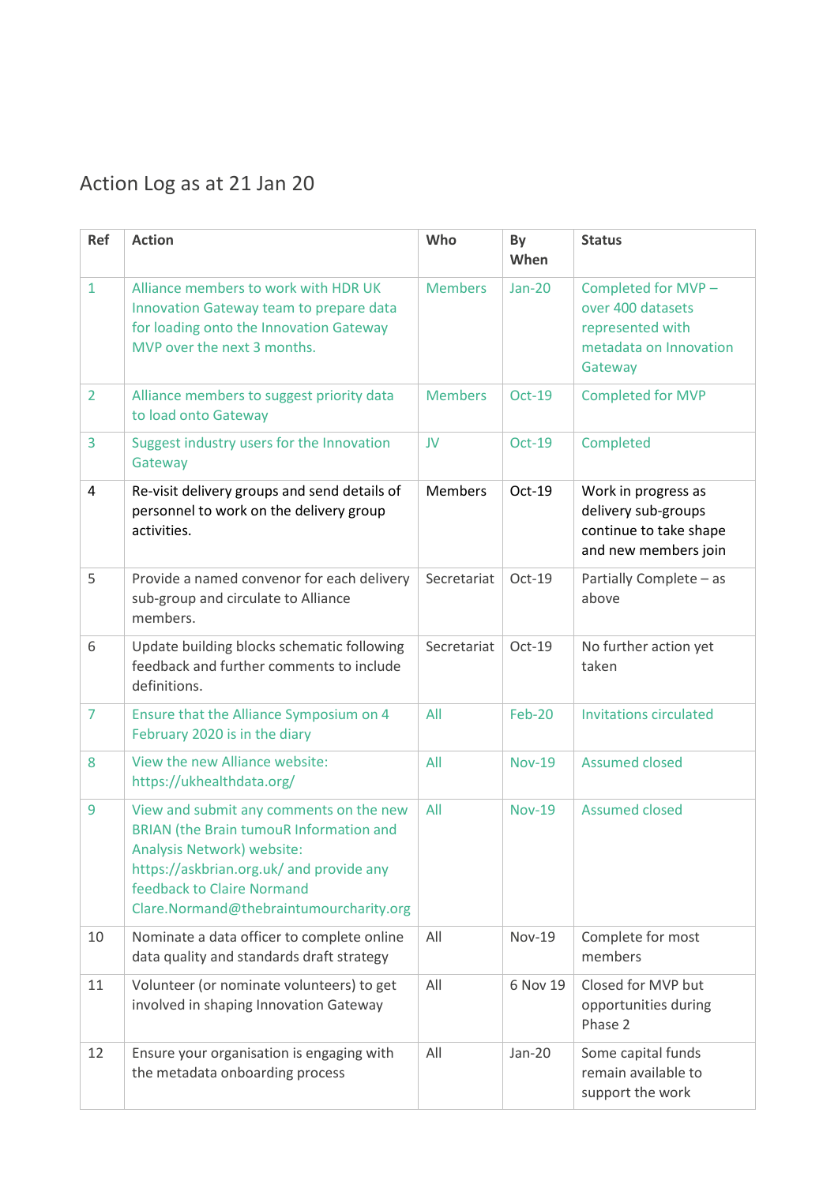# Action Log as at 21 Jan 20

| Ref | Action | Who | By When | Status |
|---|---|---|---|---|
| 1 | Alliance members to work with HDR UK Innovation Gateway team to prepare data for loading onto the Innovation Gateway MVP over the next 3 months. | Members | Jan-20 | Completed for MVP – over 400 datasets represented with metadata on Innovation Gateway |
| 2 | Alliance members to suggest priority data to load onto Gateway | Members | Oct-19 | Completed for MVP |
| 3 | Suggest industry users for the Innovation Gateway | JV | Oct-19 | Completed |
| 4 | Re-visit delivery groups and send details of personnel to work on the delivery group activities. | Members | Oct-19 | Work in progress as delivery sub-groups continue to take shape and new members join |
| 5 | Provide a named convenor for each delivery sub-group and circulate to Alliance members. | Secretariat | Oct-19 | Partially Complete – as above |
| 6 | Update building blocks schematic following feedback and further comments to include definitions. | Secretariat | Oct-19 | No further action yet taken |
| 7 | Ensure that the Alliance Symposium on 4 February 2020 is in the diary | All | Feb-20 | Invitations circulated |
| 8 | View the new Alliance website: https://ukhealthdata.org/ | All | Nov-19 | Assumed closed |
| 9 | View and submit any comments on the new BRIAN (the Brain tumouR Information and Analysis Network) website: https://askbrian.org.uk/ and provide any feedback to Claire Normand Clare.Normand@thebraintumourcharity.org | All | Nov-19 | Assumed closed |
| 10 | Nominate a data officer to complete online data quality and standards draft strategy | All | Nov-19 | Complete for most members |
| 11 | Volunteer (or nominate volunteers) to get involved in shaping Innovation Gateway | All | 6 Nov 19 | Closed for MVP but opportunities during Phase 2 |
| 12 | Ensure your organisation is engaging with the metadata onboarding process | All | Jan-20 | Some capital funds remain available to support the work |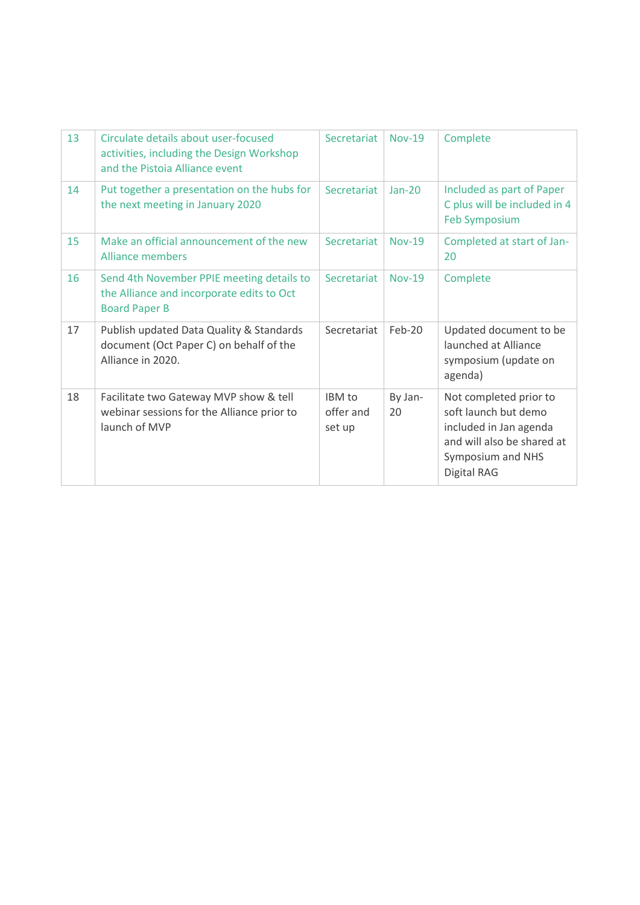| | | | | |
|---|---|---|---|---|
| 13 | Circulate details about user-focused activities, including the Design Workshop and the Pistoia Alliance event | Secretariat | Nov-19 | Complete |
| 14 | Put together a presentation on the hubs for the next meeting in January 2020 | Secretariat | Jan-20 | Included as part of Paper C plus will be included in 4 Feb Symposium |
| 15 | Make an official announcement of the new Alliance members | Secretariat | Nov-19 | Completed at start of Jan-20 |
| 16 | Send 4th November PPIE meeting details to the Alliance and incorporate edits to Oct Board Paper B | Secretariat | Nov-19 | Complete |
| 17 | Publish updated Data Quality & Standards document (Oct Paper C) on behalf of the Alliance in 2020. | Secretariat | Feb-20 | Updated document to be launched at Alliance symposium (update on agenda) |
| 18 | Facilitate two Gateway MVP show & tell webinar sessions for the Alliance prior to launch of MVP | IBM to offer and set up | By Jan-20 | Not completed prior to soft launch but demo included in Jan agenda and will also be shared at Symposium and NHS Digital RAG |